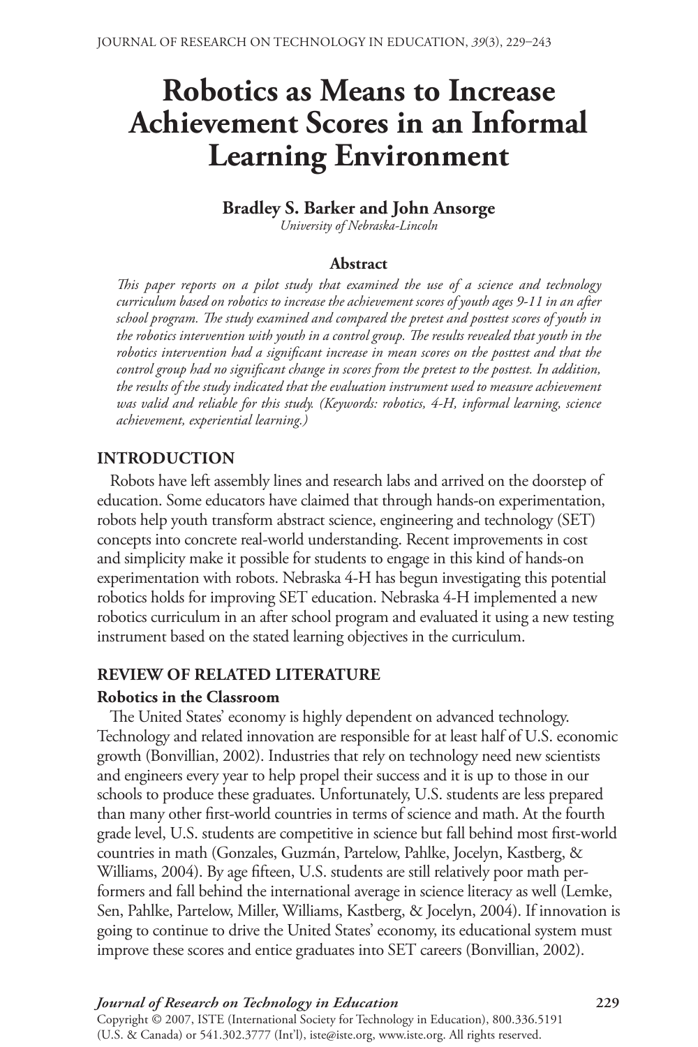# Robotics as Means to Increase Achievement Scores in an Informal Learning Environment

**Bradley S. Barker and John Ansorge**
*University of Nebraska-Lincoln*

### Abstract

*This paper reports on a pilot study that examined the use of a science and technology curriculum based on robotics to increase the achievement scores of youth ages 9-11 in an after school program. The study examined and compared the pretest and posttest scores of youth in the robotics intervention with youth in a control group. The results revealed that youth in the robotics intervention had a significant increase in mean scores on the posttest and that the control group had no significant change in scores from the pretest to the posttest. In addition, the results of the study indicated that the evaluation instrument used to measure achievement was valid and reliable for this study. (Keywords: robotics, 4-H, informal learning, science achievement, experiential learning.)*

## INTRODUCTION

Robots have left assembly lines and research labs and arrived on the doorstep of education. Some educators have claimed that through hands-on experimentation, robots help youth transform abstract science, engineering and technology (SET) concepts into concrete real-world understanding. Recent improvements in cost and simplicity make it possible for students to engage in this kind of hands-on experimentation with robots. Nebraska 4-H has begun investigating this potential robotics holds for improving SET education. Nebraska 4-H implemented a new robotics curriculum in an after school program and evaluated it using a new testing instrument based on the stated learning objectives in the curriculum.

## REVIEW OF RELATED LITERATURE

### Robotics in the Classroom

The United States' economy is highly dependent on advanced technology. Technology and related innovation are responsible for at least half of U.S. economic growth (Bonvillian, 2002). Industries that rely on technology need new scientists and engineers every year to help propel their success and it is up to those in our schools to produce these graduates. Unfortunately, U.S. students are less prepared than many other first-world countries in terms of science and math. At the fourth grade level, U.S. students are competitive in science but fall behind most first-world countries in math (Gonzales, Guzmán, Partelow, Pahlke, Jocelyn, Kastberg, & Williams, 2004). By age fifteen, U.S. students are still relatively poor math performers and fall behind the international average in science literacy as well (Lemke, Sen, Pahlke, Partelow, Miller, Williams, Kastberg, & Jocelyn, 2004). If innovation is going to continue to drive the United States' economy, its educational system must improve these scores and entice graduates into SET careers (Bonvillian, 2002).

Copyright © 2007, ISTE (International Society for Technology in Education), 800.336.5191 (U.S. & Canada) or 541.302.3777 (Int'l), iste@iste.org, www.iste.org. All rights reserved.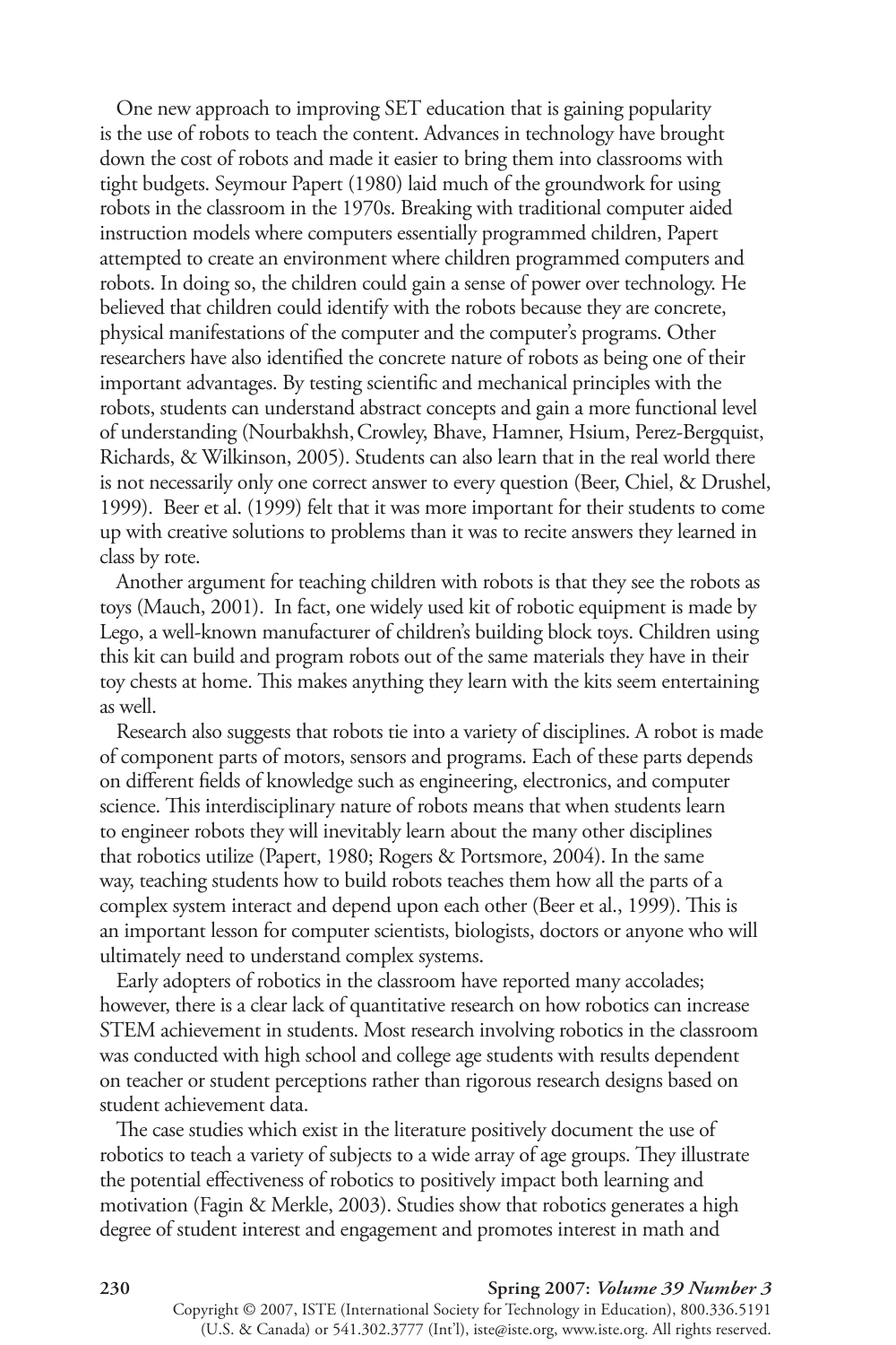One new approach to improving SET education that is gaining popularity is the use of robots to teach the content. Advances in technology have brought down the cost of robots and made it easier to bring them into classrooms with tight budgets. Seymour Papert (1980) laid much of the groundwork for using robots in the classroom in the 1970s. Breaking with traditional computer aided instruction models where computers essentially programmed children, Papert attempted to create an environment where children programmed computers and robots. In doing so, the children could gain a sense of power over technology. He believed that children could identify with the robots because they are concrete, physical manifestations of the computer and the computer's programs. Other researchers have also identified the concrete nature of robots as being one of their important advantages. By testing scientific and mechanical principles with the robots, students can understand abstract concepts and gain a more functional level of understanding (Nourbakhsh, Crowley, Bhave, Hamner, Hsium, Perez-Bergquist, Richards, & Wilkinson, 2005). Students can also learn that in the real world there is not necessarily only one correct answer to every question (Beer, Chiel, & Drushel, 1999). Beer et al. (1999) felt that it was more important for their students to come up with creative solutions to problems than it was to recite answers they learned in class by rote.

Another argument for teaching children with robots is that they see the robots as toys (Mauch, 2001). In fact, one widely used kit of robotic equipment is made by Lego, a well-known manufacturer of children's building block toys. Children using this kit can build and program robots out of the same materials they have in their toy chests at home. This makes anything they learn with the kits seem entertaining as well.

Research also suggests that robots tie into a variety of disciplines. A robot is made of component parts of motors, sensors and programs. Each of these parts depends on different fields of knowledge such as engineering, electronics, and computer science. This interdisciplinary nature of robots means that when students learn to engineer robots they will inevitably learn about the many other disciplines that robotics utilize (Papert, 1980; Rogers & Portsmore, 2004). In the same way, teaching students how to build robots teaches them how all the parts of a complex system interact and depend upon each other (Beer et al., 1999). This is an important lesson for computer scientists, biologists, doctors or anyone who will ultimately need to understand complex systems.

Early adopters of robotics in the classroom have reported many accolades; however, there is a clear lack of quantitative research on how robotics can increase STEM achievement in students. Most research involving robotics in the classroom was conducted with high school and college age students with results dependent on teacher or student perceptions rather than rigorous research designs based on student achievement data.

The case studies which exist in the literature positively document the use of robotics to teach a variety of subjects to a wide array of age groups. They illustrate the potential effectiveness of robotics to positively impact both learning and motivation (Fagin & Merkle, 2003). Studies show that robotics generates a high degree of student interest and engagement and promotes interest in math and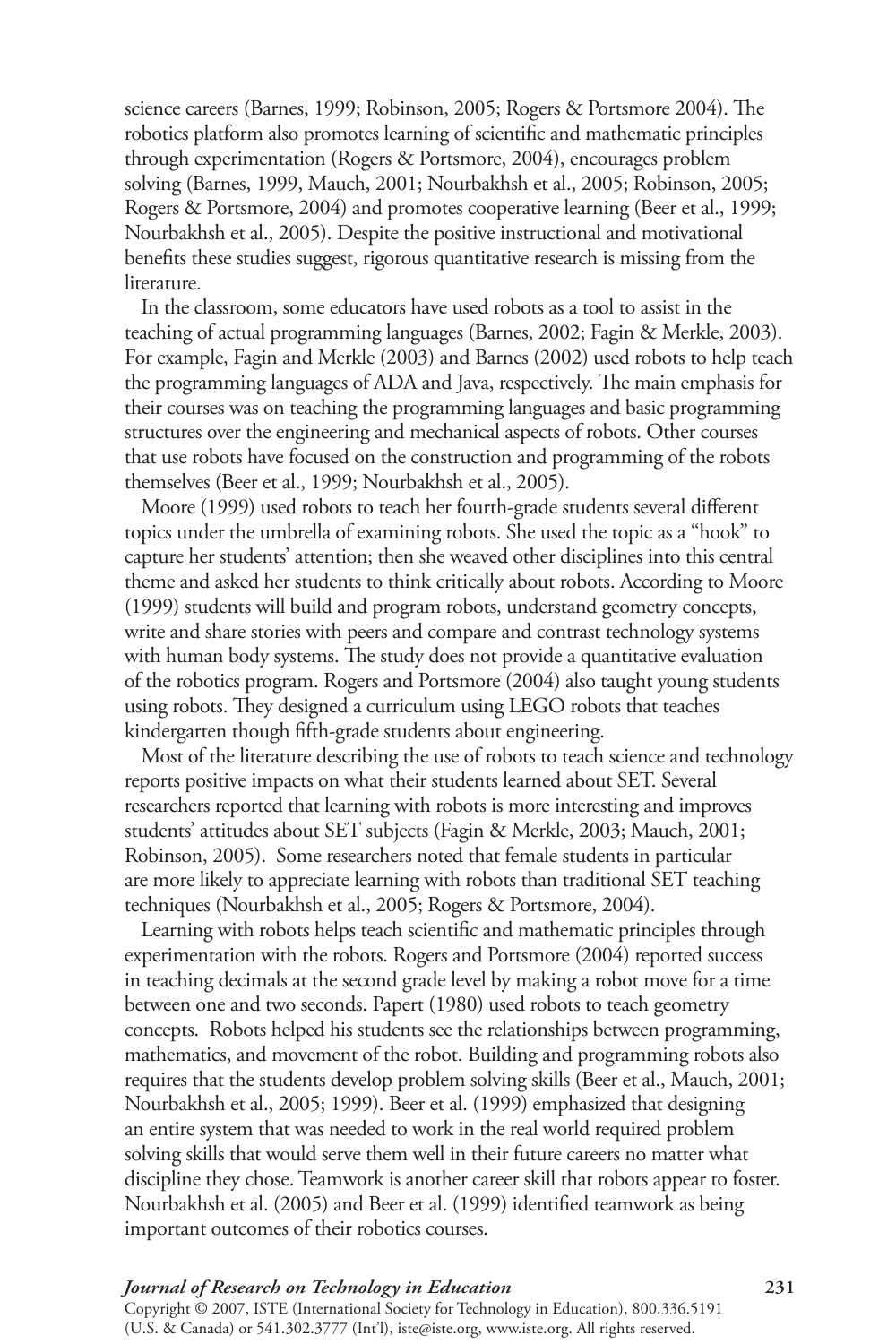science careers (Barnes, 1999; Robinson, 2005; Rogers & Portsmore 2004). The robotics platform also promotes learning of scientific and mathematic principles through experimentation (Rogers & Portsmore, 2004), encourages problem solving (Barnes, 1999, Mauch, 2001; Nourbakhsh et al., 2005; Robinson, 2005; Rogers & Portsmore, 2004) and promotes cooperative learning (Beer et al., 1999; Nourbakhsh et al., 2005). Despite the positive instructional and motivational benefits these studies suggest, rigorous quantitative research is missing from the literature.

In the classroom, some educators have used robots as a tool to assist in the teaching of actual programming languages (Barnes, 2002; Fagin & Merkle, 2003). For example, Fagin and Merkle (2003) and Barnes (2002) used robots to help teach the programming languages of ADA and Java, respectively. The main emphasis for their courses was on teaching the programming languages and basic programming structures over the engineering and mechanical aspects of robots. Other courses that use robots have focused on the construction and programming of the robots themselves (Beer et al., 1999; Nourbakhsh et al., 2005).

Moore (1999) used robots to teach her fourth-grade students several different topics under the umbrella of examining robots. She used the topic as a "hook" to capture her students' attention; then she weaved other disciplines into this central theme and asked her students to think critically about robots. According to Moore (1999) students will build and program robots, understand geometry concepts, write and share stories with peers and compare and contrast technology systems with human body systems. The study does not provide a quantitative evaluation of the robotics program. Rogers and Portsmore (2004) also taught young students using robots. They designed a curriculum using LEGO robots that teaches kindergarten though fifth-grade students about engineering.

Most of the literature describing the use of robots to teach science and technology reports positive impacts on what their students learned about SET. Several researchers reported that learning with robots is more interesting and improves students' attitudes about SET subjects (Fagin & Merkle, 2003; Mauch, 2001; Robinson, 2005). Some researchers noted that female students in particular are more likely to appreciate learning with robots than traditional SET teaching techniques (Nourbakhsh et al., 2005; Rogers & Portsmore, 2004).

Learning with robots helps teach scientific and mathematic principles through experimentation with the robots. Rogers and Portsmore (2004) reported success in teaching decimals at the second grade level by making a robot move for a time between one and two seconds. Papert (1980) used robots to teach geometry concepts. Robots helped his students see the relationships between programming, mathematics, and movement of the robot. Building and programming robots also requires that the students develop problem solving skills (Beer et al., Mauch, 2001; Nourbakhsh et al., 2005; 1999). Beer et al. (1999) emphasized that designing an entire system that was needed to work in the real world required problem solving skills that would serve them well in their future careers no matter what discipline they chose. Teamwork is another career skill that robots appear to foster. Nourbakhsh et al. (2005) and Beer et al. (1999) identified teamwork as being important outcomes of their robotics courses.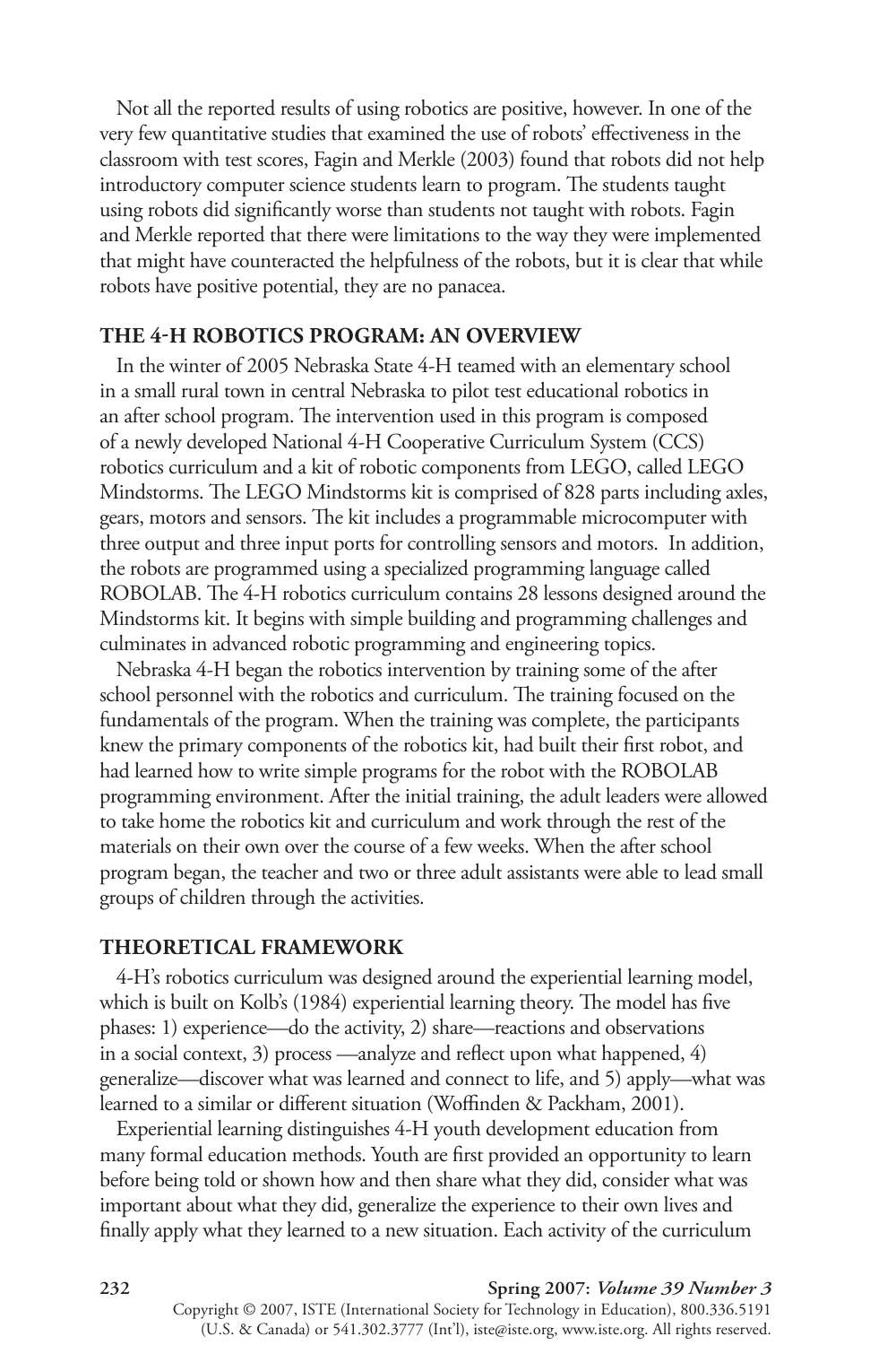Not all the reported results of using robotics are positive, however. In one of the very few quantitative studies that examined the use of robots' effectiveness in the classroom with test scores, Fagin and Merkle (2003) found that robots did not help introductory computer science students learn to program. The students taught using robots did significantly worse than students not taught with robots. Fagin and Merkle reported that there were limitations to the way they were implemented that might have counteracted the helpfulness of the robots, but it is clear that while robots have positive potential, they are no panacea.

## THE 4-H ROBOTICS PROGRAM: AN OVERVIEW

In the winter of 2005 Nebraska State 4-H teamed with an elementary school in a small rural town in central Nebraska to pilot test educational robotics in an after school program. The intervention used in this program is composed of a newly developed National 4-H Cooperative Curriculum System (CCS) robotics curriculum and a kit of robotic components from LEGO, called LEGO Mindstorms. The LEGO Mindstorms kit is comprised of 828 parts including axles, gears, motors and sensors. The kit includes a programmable microcomputer with three output and three input ports for controlling sensors and motors. In addition, the robots are programmed using a specialized programming language called ROBOLAB. The 4-H robotics curriculum contains 28 lessons designed around the Mindstorms kit. It begins with simple building and programming challenges and culminates in advanced robotic programming and engineering topics.

Nebraska 4-H began the robotics intervention by training some of the after school personnel with the robotics and curriculum. The training focused on the fundamentals of the program. When the training was complete, the participants knew the primary components of the robotics kit, had built their first robot, and had learned how to write simple programs for the robot with the ROBOLAB programming environment. After the initial training, the adult leaders were allowed to take home the robotics kit and curriculum and work through the rest of the materials on their own over the course of a few weeks. When the after school program began, the teacher and two or three adult assistants were able to lead small groups of children through the activities.

## THEORETICAL FRAMEWORK

4-H's robotics curriculum was designed around the experiential learning model, which is built on Kolb's (1984) experiential learning theory. The model has five phases: 1) experience—do the activity, 2) share—reactions and observations in a social context, 3) process —analyze and reflect upon what happened, 4) generalize—discover what was learned and connect to life, and 5) apply—what was learned to a similar or different situation (Woffinden & Packham, 2001).

Experiential learning distinguishes 4-H youth development education from many formal education methods. Youth are first provided an opportunity to learn before being told or shown how and then share what they did, consider what was important about what they did, generalize the experience to their own lives and finally apply what they learned to a new situation. Each activity of the curriculum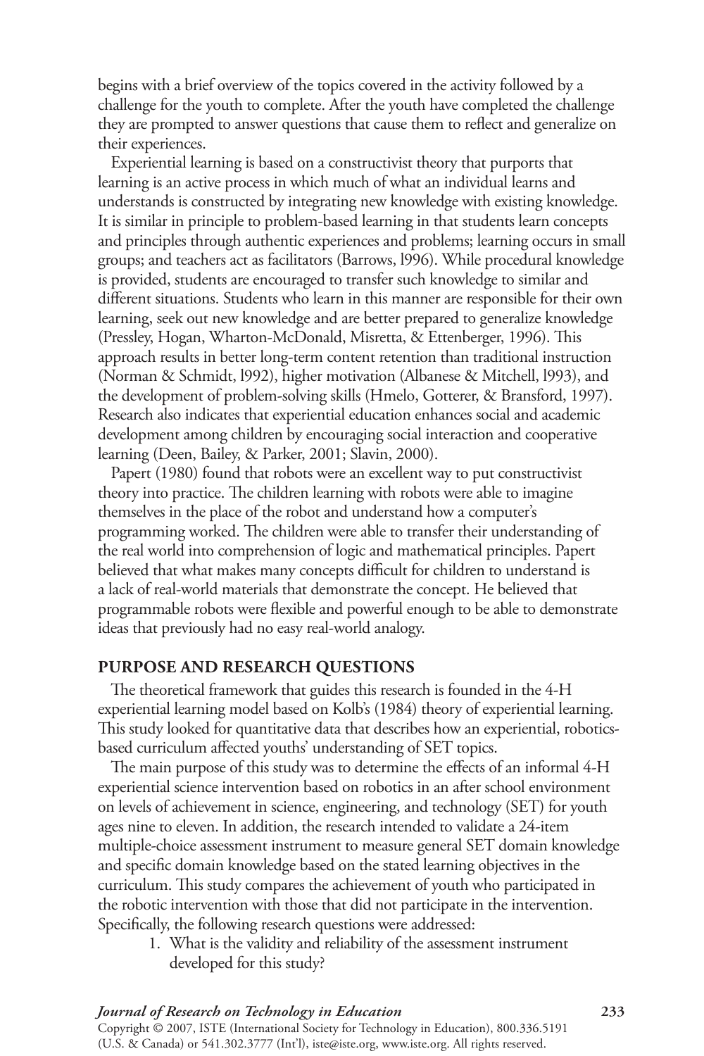begins with a brief overview of the topics covered in the activity followed by a challenge for the youth to complete. After the youth have completed the challenge they are prompted to answer questions that cause them to reflect and generalize on their experiences.

Experiential learning is based on a constructivist theory that purports that learning is an active process in which much of what an individual learns and understands is constructed by integrating new knowledge with existing knowledge. It is similar in principle to problem-based learning in that students learn concepts and principles through authentic experiences and problems; learning occurs in small groups; and teachers act as facilitators (Barrows, l996). While procedural knowledge is provided, students are encouraged to transfer such knowledge to similar and different situations. Students who learn in this manner are responsible for their own learning, seek out new knowledge and are better prepared to generalize knowledge (Pressley, Hogan, Wharton-McDonald, Misretta, & Ettenberger, 1996). This approach results in better long-term content retention than traditional instruction (Norman & Schmidt, l992), higher motivation (Albanese & Mitchell, l993), and the development of problem-solving skills (Hmelo, Gotterer, & Bransford, 1997). Research also indicates that experiential education enhances social and academic development among children by encouraging social interaction and cooperative learning (Deen, Bailey, & Parker, 2001; Slavin, 2000).

Papert (1980) found that robots were an excellent way to put constructivist theory into practice. The children learning with robots were able to imagine themselves in the place of the robot and understand how a computer's programming worked. The children were able to transfer their understanding of the real world into comprehension of logic and mathematical principles. Papert believed that what makes many concepts difficult for children to understand is a lack of real-world materials that demonstrate the concept. He believed that programmable robots were flexible and powerful enough to be able to demonstrate ideas that previously had no easy real-world analogy.

## PURPOSE AND RESEARCH QUESTIONS

The theoretical framework that guides this research is founded in the 4-H experiential learning model based on Kolb's (1984) theory of experiential learning. This study looked for quantitative data that describes how an experiential, robotics-based curriculum affected youths' understanding of SET topics.

The main purpose of this study was to determine the effects of an informal 4-H experiential science intervention based on robotics in an after school environment on levels of achievement in science, engineering, and technology (SET) for youth ages nine to eleven. In addition, the research intended to validate a 24-item multiple-choice assessment instrument to measure general SET domain knowledge and specific domain knowledge based on the stated learning objectives in the curriculum. This study compares the achievement of youth who participated in the robotic intervention with those that did not participate in the intervention. Specifically, the following research questions were addressed:

1. What is the validity and reliability of the assessment instrument developed for this study?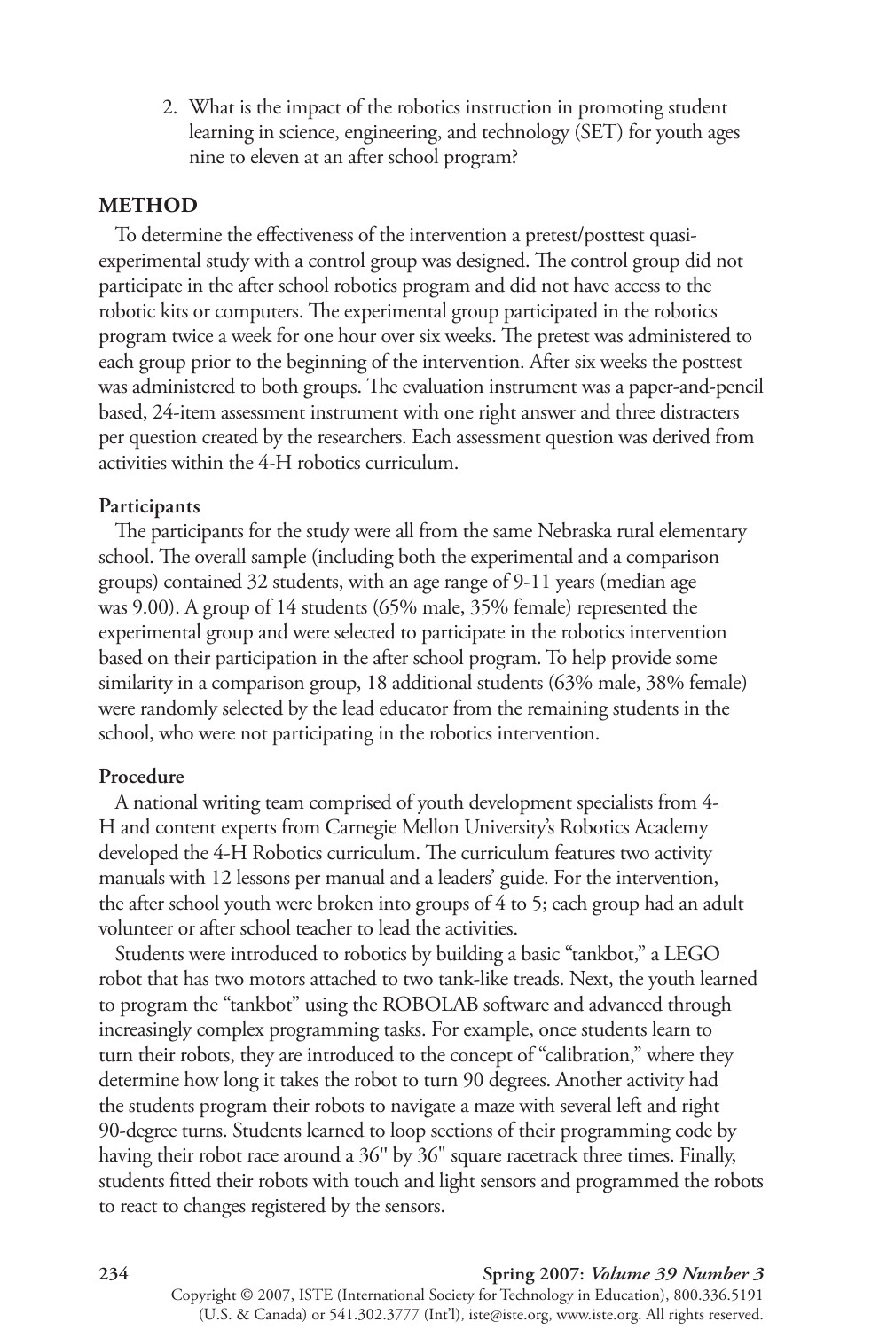2. What is the impact of the robotics instruction in promoting student learning in science, engineering, and technology (SET) for youth ages nine to eleven at an after school program?

## METHOD

To determine the effectiveness of the intervention a pretest/posttest quasi-experimental study with a control group was designed. The control group did not participate in the after school robotics program and did not have access to the robotic kits or computers. The experimental group participated in the robotics program twice a week for one hour over six weeks. The pretest was administered to each group prior to the beginning of the intervention. After six weeks the posttest was administered to both groups. The evaluation instrument was a paper-and-pencil based, 24-item assessment instrument with one right answer and three distracters per question created by the researchers. Each assessment question was derived from activities within the 4-H robotics curriculum.

### Participants

The participants for the study were all from the same Nebraska rural elementary school. The overall sample (including both the experimental and a comparison groups) contained 32 students, with an age range of 9-11 years (median age was 9.00). A group of 14 students (65% male, 35% female) represented the experimental group and were selected to participate in the robotics intervention based on their participation in the after school program. To help provide some similarity in a comparison group, 18 additional students (63% male, 38% female) were randomly selected by the lead educator from the remaining students in the school, who were not participating in the robotics intervention.

### Procedure

A national writing team comprised of youth development specialists from 4-H and content experts from Carnegie Mellon University's Robotics Academy developed the 4-H Robotics curriculum. The curriculum features two activity manuals with 12 lessons per manual and a leaders' guide. For the intervention, the after school youth were broken into groups of 4 to 5; each group had an adult volunteer or after school teacher to lead the activities.

Students were introduced to robotics by building a basic "tankbot," a LEGO robot that has two motors attached to two tank-like treads. Next, the youth learned to program the "tankbot" using the ROBOLAB software and advanced through increasingly complex programming tasks. For example, once students learn to turn their robots, they are introduced to the concept of "calibration," where they determine how long it takes the robot to turn 90 degrees. Another activity had the students program their robots to navigate a maze with several left and right 90-degree turns. Students learned to loop sections of their programming code by having their robot race around a 36" by 36" square racetrack three times. Finally, students fitted their robots with touch and light sensors and programmed the robots to react to changes registered by the sensors.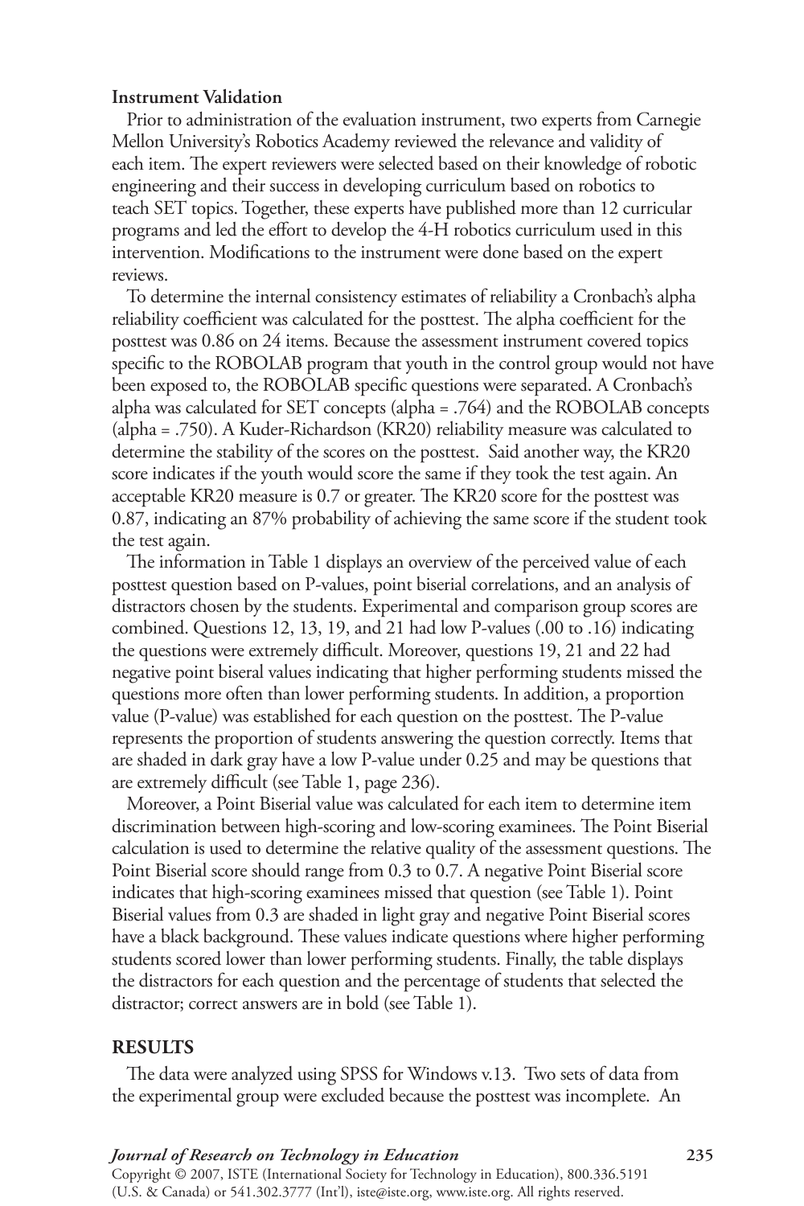**Instrument Validation**

Prior to administration of the evaluation instrument, two experts from Carnegie Mellon University's Robotics Academy reviewed the relevance and validity of each item. The expert reviewers were selected based on their knowledge of robotic engineering and their success in developing curriculum based on robotics to teach SET topics. Together, these experts have published more than 12 curricular programs and led the effort to develop the 4-H robotics curriculum used in this intervention. Modifications to the instrument were done based on the expert reviews.

To determine the internal consistency estimates of reliability a Cronbach's alpha reliability coefficient was calculated for the posttest. The alpha coefficient for the posttest was 0.86 on 24 items. Because the assessment instrument covered topics specific to the ROBOLAB program that youth in the control group would not have been exposed to, the ROBOLAB specific questions were separated. A Cronbach's alpha was calculated for SET concepts (alpha = .764) and the ROBOLAB concepts (alpha = .750). A Kuder-Richardson (KR20) reliability measure was calculated to determine the stability of the scores on the posttest. Said another way, the KR20 score indicates if the youth would score the same if they took the test again. An acceptable KR20 measure is 0.7 or greater. The KR20 score for the posttest was 0.87, indicating an 87% probability of achieving the same score if the student took the test again.

The information in Table 1 displays an overview of the perceived value of each posttest question based on P-values, point biserial correlations, and an analysis of distractors chosen by the students. Experimental and comparison group scores are combined. Questions 12, 13, 19, and 21 had low P-values (.00 to .16) indicating the questions were extremely difficult. Moreover, questions 19, 21 and 22 had negative point biseral values indicating that higher performing students missed the questions more often than lower performing students. In addition, a proportion value (P-value) was established for each question on the posttest. The P-value represents the proportion of students answering the question correctly. Items that are shaded in dark gray have a low P-value under 0.25 and may be questions that are extremely difficult (see Table 1, page 236).

Moreover, a Point Biserial value was calculated for each item to determine item discrimination between high-scoring and low-scoring examinees. The Point Biserial calculation is used to determine the relative quality of the assessment questions. The Point Biserial score should range from 0.3 to 0.7. A negative Point Biserial score indicates that high-scoring examinees missed that question (see Table 1). Point Biserial values from 0.3 are shaded in light gray and negative Point Biserial scores have a black background. These values indicate questions where higher performing students scored lower than lower performing students. Finally, the table displays the distractors for each question and the percentage of students that selected the distractor; correct answers are in bold (see Table 1).

## RESULTS

The data were analyzed using SPSS for Windows v.13. Two sets of data from the experimental group were excluded because the posttest was incomplete. An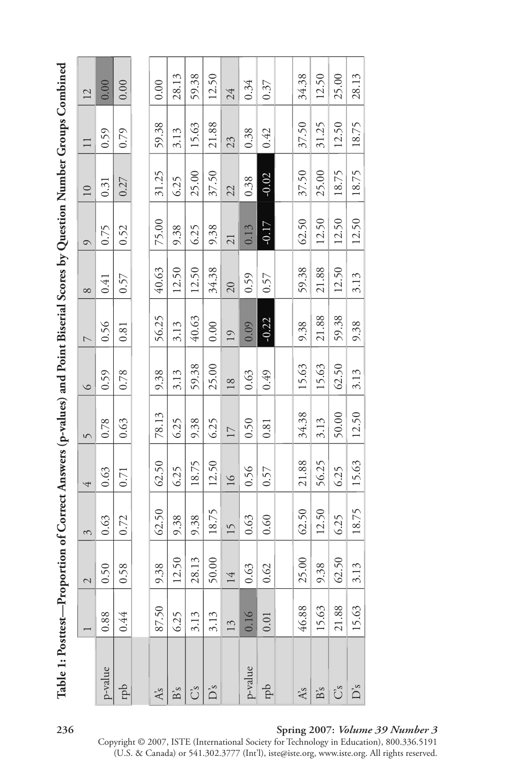**Table 1: Posttest—Proportion of Correct Answers (p-values) and Point Biserial Scores by Question Number Groups Combined**

| | 1 | 2 | 3 | 4 | 5 | 6 | 7 | 8 | 9 | 10 | 11 | 12 |
|---|---|---|---|---|---|---|---|---|---|---|---|---|
| p-value | 0.88 | 0.50 | 0.63 | 0.63 | 0.78 | 0.59 | 0.56 | 0.41 | 0.75 | 0.31 | 0.59 | 0.00 |
| rpb | 0.44 | 0.58 | 0.72 | 0.71 | 0.63 | 0.78 | 0.81 | 0.57 | 0.52 | 0.27 | 0.79 | 0.00 |
| | | | | | | | | | | | | |
| A's | 87.50 | 9.38 | 62.50 | 62.50 | 78.13 | 9.38 | 56.25 | 40.63 | 75.00 | 31.25 | 59.38 | 0.00 |
| B's | 6.25 | 12.50 | 9.38 | 6.25 | 6.25 | 3.13 | 3.13 | 12.50 | 9.38 | 6.25 | 3.13 | 28.13 |
| C's | 3.13 | 28.13 | 9.38 | 18.75 | 9.38 | 59.38 | 40.63 | 12.50 | 6.25 | 25.00 | 15.63 | 59.38 |
| D's | 3.13 | 50.00 | 18.75 | 12.50 | 6.25 | 25.00 | 0.00 | 34.38 | 9.38 | 37.50 | 21.88 | 12.50 |
| | 13 | 14 | 15 | 16 | 17 | 18 | 19 | 20 | 21 | 22 | 23 | 24 |
| p-value | 0.16 | 0.63 | 0.63 | 0.56 | 0.50 | 0.63 | 0.09 | 0.59 | 0.13 | 0.38 | 0.38 | 0.34 |
| rpb | 0.01 | 0.62 | 0.60 | 0.57 | 0.81 | 0.49 | -0.22 | 0.57 | -0.17 | -0.02 | 0.42 | 0.37 |
| | | | | | | | | | | | | |
| A's | 46.88 | 25.00 | 62.50 | 21.88 | 34.38 | 15.63 | 9.38 | 59.38 | 62.50 | 37.50 | 37.50 | 34.38 |
| B's | 15.63 | 9.38 | 12.50 | 56.25 | 3.13 | 15.63 | 21.88 | 21.88 | 12.50 | 25.00 | 31.25 | 12.50 |
| C's | 21.88 | 62.50 | 6.25 | 6.25 | 50.00 | 62.50 | 59.38 | 12.50 | 12.50 | 18.75 | 12.50 | 25.00 |
| D's | 15.63 | 3.13 | 18.75 | 15.63 | 12.50 | 3.13 | 9.38 | 3.13 | 12.50 | 18.75 | 18.75 | 28.13 |

Copyright © 2007, ISTE (International Society for Technology in Education), 800.336.5191 (U.S. & Canada) or 541.302.3777 (Int'l), iste@iste.org, www.iste.org. All rights reserved.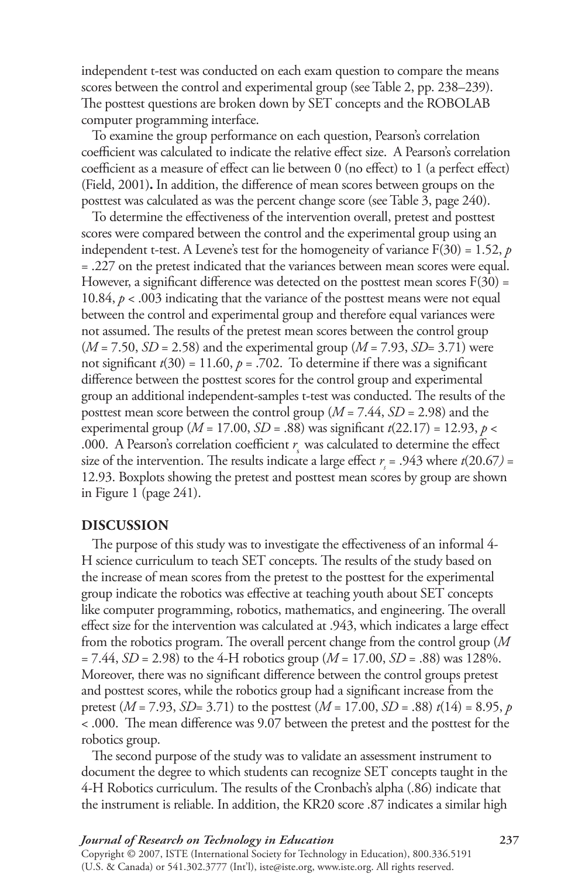independent t-test was conducted on each exam question to compare the means scores between the control and experimental group (see Table 2, pp. 238–239). The posttest questions are broken down by SET concepts and the ROBOLAB computer programming interface.

To examine the group performance on each question, Pearson's correlation coefficient was calculated to indicate the relative effect size. A Pearson's correlation coefficient as a measure of effect can lie between 0 (no effect) to 1 (a perfect effect) (Field, 2001)**.** In addition, the difference of mean scores between groups on the posttest was calculated as was the percent change score (see Table 3, page 240).

To determine the effectiveness of the intervention overall, pretest and posttest scores were compared between the control and the experimental group using an independent t-test. A Levene's test for the homogeneity of variance $F(30) = 1.52$, $p = .227$ on the pretest indicated that the variances between mean scores were equal. However, a significant difference was detected on the posttest mean scores $F(30) = 10.84$, $p < .003$ indicating that the variance of the posttest means were not equal between the control and experimental group and therefore equal variances were not assumed. The results of the pretest mean scores between the control group ($M = 7.50$, $SD = 2.58$) and the experimental group ($M = 7.93$, $SD = 3.71$) were not significant $t(30) = 11.60$, $p = .702$. To determine if there was a significant difference between the posttest scores for the control group and experimental group an additional independent-samples t-test was conducted. The results of the posttest mean score between the control group ($M = 7.44$, $SD = 2.98$) and the experimental group ($M = 17.00$, $SD = .88$) was significant $t(22.17) = 12.93$, $p < .000$. A Pearson's correlation coefficient $r_s$ was calculated to determine the effect size of the intervention. The results indicate a large effect $r_s = .943$ where $t(20.67) = 12.93$. Boxplots showing the pretest and posttest mean scores by group are shown in Figure 1 (page 241).

## DISCUSSION

The purpose of this study was to investigate the effectiveness of an informal 4-H science curriculum to teach SET concepts. The results of the study based on the increase of mean scores from the pretest to the posttest for the experimental group indicate the robotics was effective at teaching youth about SET concepts like computer programming, robotics, mathematics, and engineering. The overall effect size for the intervention was calculated at .943, which indicates a large effect from the robotics program. The overall percent change from the control group ($M = 7.44$, $SD = 2.98$) to the 4-H robotics group ($M = 17.00$, $SD = .88$) was 128%. Moreover, there was no significant difference between the control groups pretest and posttest scores, while the robotics group had a significant increase from the pretest ($M = 7.93$, $SD = 3.71$) to the posttest ($M = 17.00$, $SD = .88$) $t(14) = 8.95$, $p < .000$. The mean difference was 9.07 between the pretest and the posttest for the robotics group.

The second purpose of the study was to validate an assessment instrument to document the degree to which students can recognize SET concepts taught in the 4-H Robotics curriculum. The results of the Cronbach's alpha (.86) indicate that the instrument is reliable. In addition, the KR20 score .87 indicates a similar high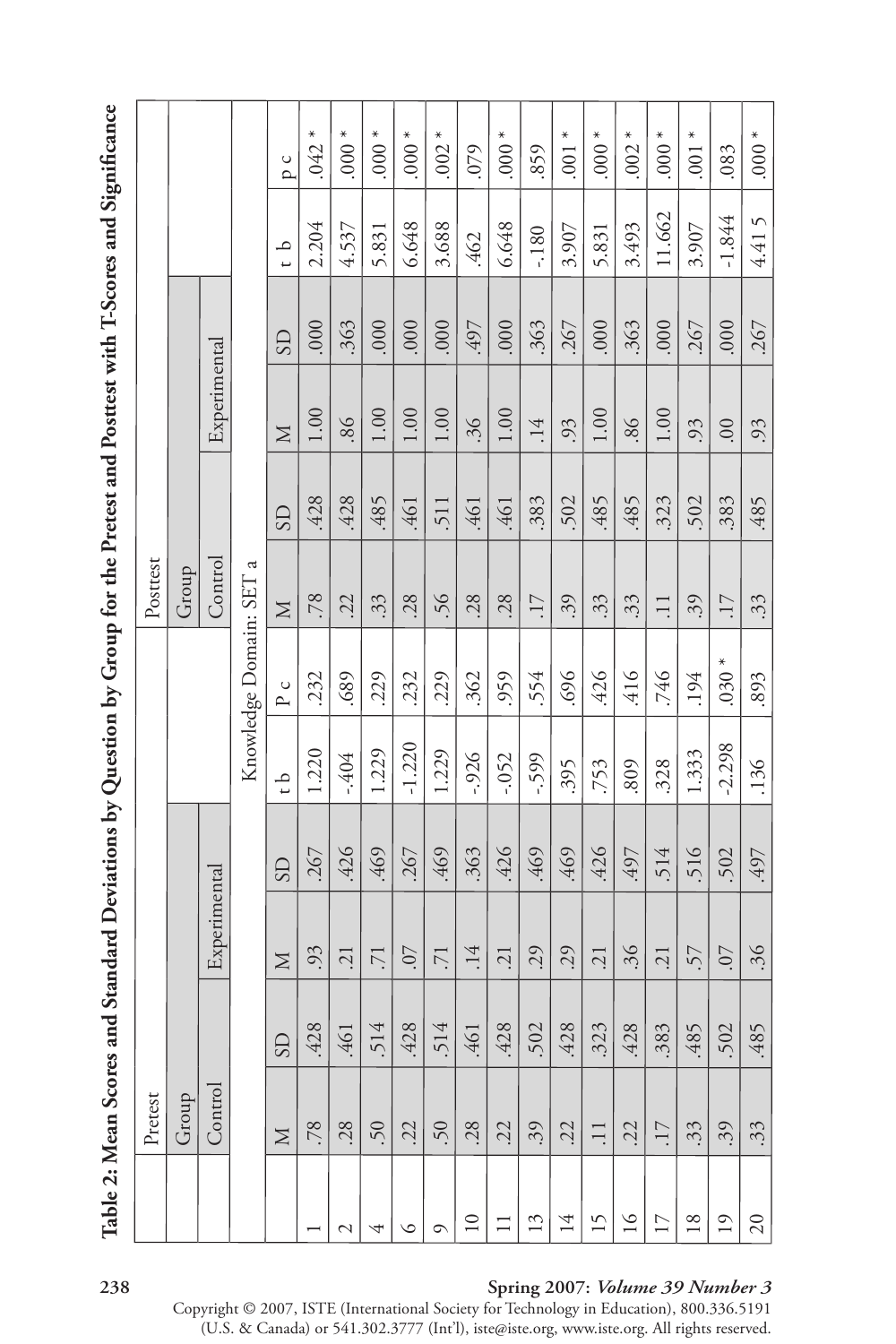**Table 2: Mean Scores and Standard Deviations by Question by Group for the Pretest and Posttest with T-Scores and Significance**

| | Pretest | | | | | | Posttest | | | | | |
|---|---|---|---|---|---|---|---|---|---|---|---|---|
| | Group | | | | | | Group | | | | | |
| | Control | | Experimental | | | | Control | | Experimental | | | |
| | Knowledge Domain: SET a | | | | | | | | | | | |
| | M | SD | M | SD | t b | P c | M | SD | M | SD | t b | p c |
| 1 | .78 | .428 | .93 | .267 | 1.220 | .232 | .78 | .428 | 1.00 | .000 | 2.204 | .042 * |
| 2 | .28 | .461 | .21 | .426 | -.404 | .689 | .22 | .428 | .86 | .363 | 4.537 | .000 * |
| 4 | .50 | .514 | .71 | .469 | 1.229 | .229 | .33 | .485 | 1.00 | .000 | 5.831 | .000 * |
| 6 | .22 | .428 | .07 | .267 | -1.220 | .232 | .28 | .461 | 1.00 | .000 | 6.648 | .000 * |
| 9 | .50 | .514 | .71 | .469 | 1.229 | .229 | .56 | .511 | 1.00 | .000 | 3.688 | .002 * |
| 10 | .28 | .461 | .14 | .363 | -.926 | .362 | .28 | .461 | .36 | .497 | .462 | .079 |
| 11 | .22 | .428 | .21 | .426 | -.052 | .959 | .28 | .461 | 1.00 | .000 | 6.648 | .000 * |
| 13 | .39 | .502 | .29 | .469 | -.599 | .554 | .17 | .383 | .14 | .363 | -.180 | .859 |
| 14 | .22 | .428 | .29 | .469 | .395 | .696 | .39 | .502 | .93 | .267 | 3.907 | .001 * |
| 15 | .11 | .323 | .21 | .426 | .753 | .426 | .33 | .485 | 1.00 | .000 | 5.831 | .000 * |
| 16 | .22 | .428 | .36 | .497 | .809 | .416 | .33 | .485 | .86 | .363 | 3.493 | .002 * |
| 17 | .17 | .383 | .21 | .514 | .328 | .746 | .11 | .323 | 1.00 | .000 | 11.662 | .000 * |
| 18 | .33 | .485 | .57 | .516 | 1.333 | .194 | .39 | .502 | .93 | .267 | 3.907 | .001 * |
| 19 | .39 | .502 | .07 | .502 | -2.298 | .030 * | .17 | .383 | .00 | .000 | -1.844 | .083 |
| 20 | .33 | .485 | .36 | .497 | .136 | .893 | .33 | .485 | .93 | .267 | 4.41 5 | .000 * |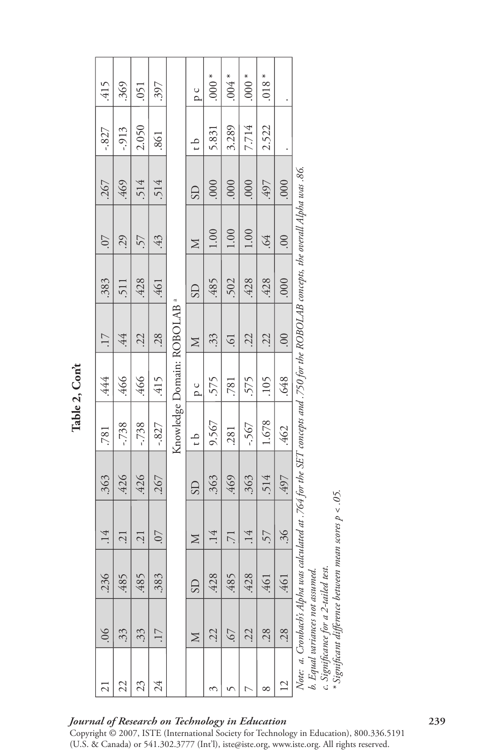**Table 2, Con't**

| | M | SD | M | SD | t b | p c | M | SD | M | SD | t b | p c |
|---|---|---|---|---|---|---|---|---|---|---|---|---|
| 21 | .06 | .236 | .14 | .363 | .781 | .444 | .17 | .383 | .07 | .267 | -.827 | .415 |
| 22 | .33 | .485 | .21 | .426 | -.738 | .466 | .44 | .511 | .29 | .469 | -.913 | .369 |
| 23 | .33 | .485 | .21 | .426 | -.738 | .466 | .22 | .428 | .57 | .514 | 2.050 | .051 |
| 24 | .17 | .383 | .07 | .267 | -.827 | .415 | .28 | .461 | .43 | .514 | .861 | .397 |
| | Knowledge Domain: ROBOLAB [a] | | | | | | | | | | | |
| | M | SD | M | SD | t b | p c | M | SD | M | SD | t b | p c |
| 3 | .22 | .428 | .14 | .363 | 9.567 | .575 | .33 | .485 | 1.00 | .000 | 5.831 | .000 * |
| 5 | .67 | .485 | .71 | .469 | .281 | .781 | .61 | .502 | 1.00 | .000 | 3.289 | .004 * |
| 7 | .22 | .428 | .14 | .363 | -.567 | .575 | .22 | .428 | 1.00 | .000 | 7.714 | .000 * |
| 8 | .28 | .461 | .57 | .514 | 1.678 | .105 | .22 | .428 | .64 | .497 | 2.522 | .018 * |
| 12 | .28 | .461 | .36 | .497 | .462 | .648 | .00 | .000 | .00 | .000 | . | . |

*Note: a. Cronbach's Alpha was calculated at .764 for the SET concepts and .750 for the ROBOLAB concepts, the overall Alpha was .86.*
*b. Equal variances not assumed.*
*c. Significance for a 2-tailed test.*
*\* Significant difference between mean scores p < .05.*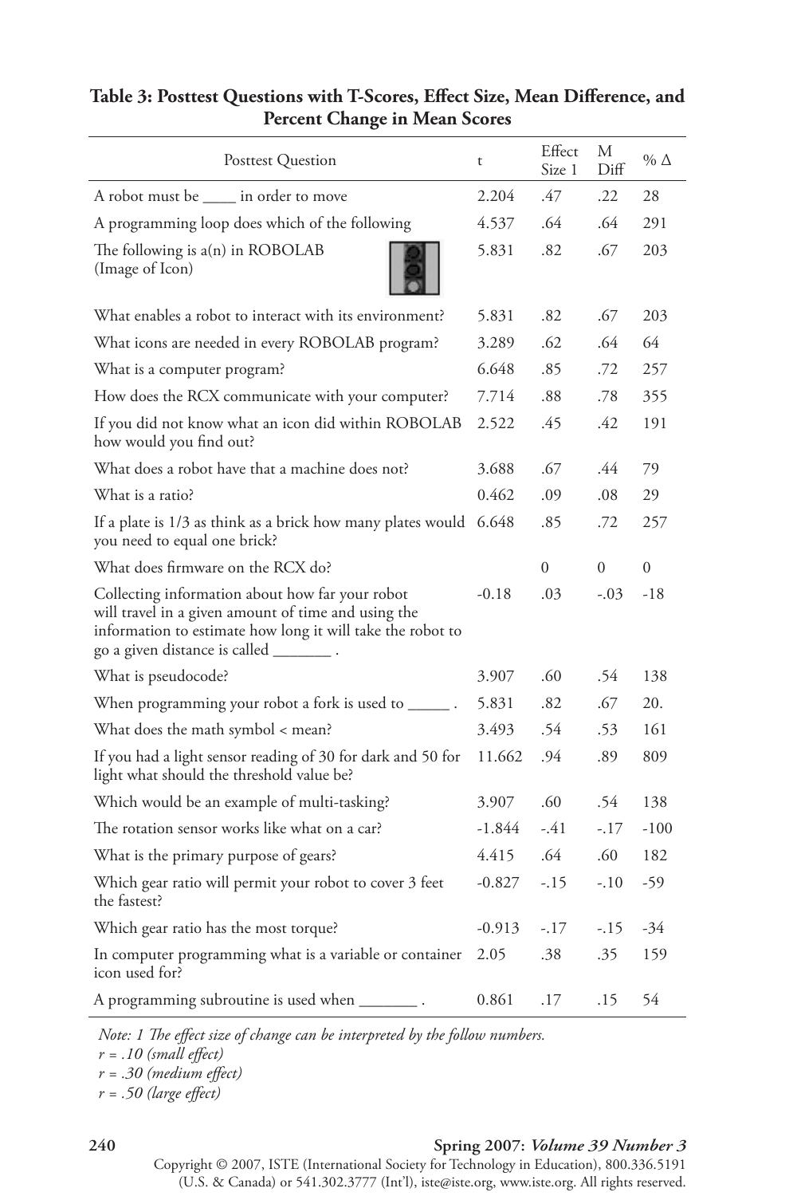**Table 3: Posttest Questions with T-Scores, Effect Size, Mean Difference, and Percent Change in Mean Scores**

| Posttest Question | t | Effect Size 1 | M Diff | % Δ |
|---|---|---|---|---|
| A robot must be ____ in order to move | 2.204 | .47 | .22 | 28 |
| A programming loop does which of the following | 4.537 | .64 | .64 | 291 |
| The following is a(n) in ROBOLAB (Image of Icon) | 5.831 | .82 | .67 | 203 |
| What enables a robot to interact with its environment? | 5.831 | .82 | .67 | 203 |
| What icons are needed in every ROBOLAB program? | 3.289 | .62 | .64 | 64 |
| What is a computer program? | 6.648 | .85 | .72 | 257 |
| How does the RCX communicate with your computer? | 7.714 | .88 | .78 | 355 |
| If you did not know what an icon did within ROBOLAB how would you find out? | 2.522 | .45 | .42 | 191 |
| What does a robot have that a machine does not? | 3.688 | .67 | .44 | 79 |
| What is a ratio? | 0.462 | .09 | .08 | 29 |
| If a plate is 1/3 as think as a brick how many plates would you need to equal one brick? | 6.648 | .85 | .72 | 257 |
| What does firmware on the RCX do? | | 0 | 0 | 0 |
| Collecting information about how far your robot will travel in a given amount of time and using the information to estimate how long it will take the robot to go a given distance is called _______ . | -0.18 | .03 | -.03 | -18 |
| What is pseudocode? | 3.907 | .60 | .54 | 138 |
| When programming your robot a fork is used to _____ . | 5.831 | .82 | .67 | 20. |
| What does the math symbol < mean? | 3.493 | .54 | .53 | 161 |
| If you had a light sensor reading of 30 for dark and 50 for light what should the threshold value be? | 11.662 | .94 | .89 | 809 |
| Which would be an example of multi-tasking? | 3.907 | .60 | .54 | 138 |
| The rotation sensor works like what on a car? | -1.844 | -.41 | -.17 | -100 |
| What is the primary purpose of gears? | 4.415 | .64 | .60 | 182 |
| Which gear ratio will permit your robot to cover 3 feet the fastest? | -0.827 | -.15 | -.10 | -59 |
| Which gear ratio has the most torque? | -0.913 | -.17 | -.15 | -34 |
| In computer programming what is a variable or container icon used for? | 2.05 | .38 | .35 | 159 |
| A programming subroutine is used when _______ . | 0.861 | .17 | .15 | 54 |

*Note: 1 The effect size of change can be interpreted by the follow numbers.*
*r = .10 (small effect)*
*r = .30 (medium effect)*
*r = .50 (large effect)*

Copyright © 2007, ISTE (International Society for Technology in Education), 800.336.5191 (U.S. & Canada) or 541.302.3777 (Int'l), iste@iste.org, www.iste.org. All rights reserved.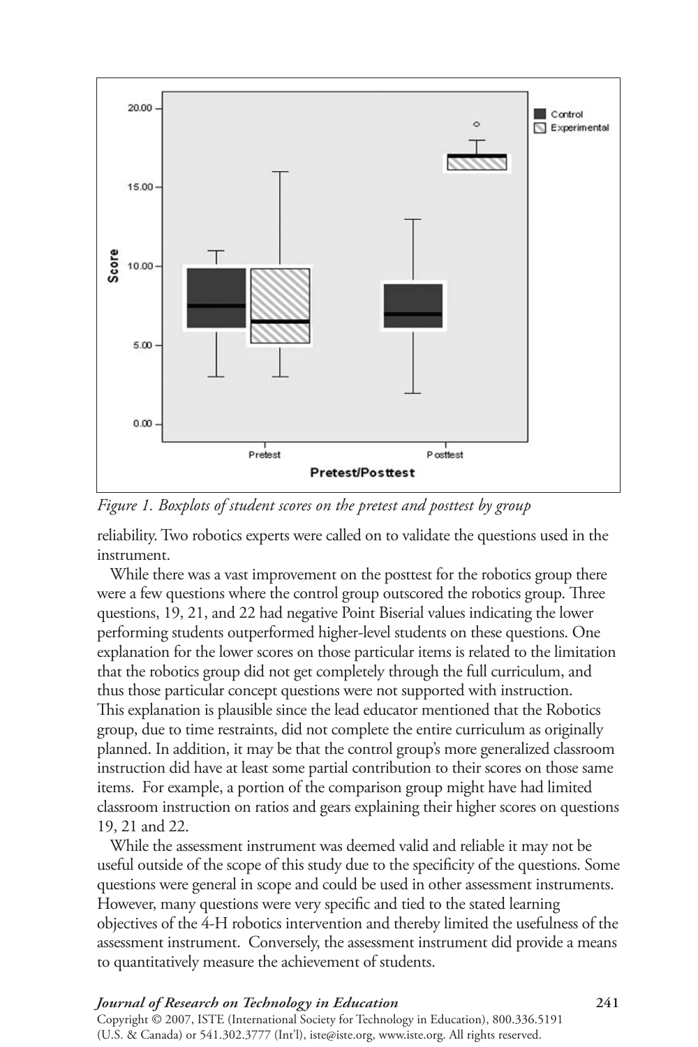*Figure 1. Boxplots of student scores on the pretest and posttest by group*

reliability. Two robotics experts were called on to validate the questions used in the instrument.

While there was a vast improvement on the posttest for the robotics group there were a few questions where the control group outscored the robotics group. Three questions, 19, 21, and 22 had negative Point Biserial values indicating the lower performing students outperformed higher-level students on these questions. One explanation for the lower scores on those particular items is related to the limitation that the robotics group did not get completely through the full curriculum, and thus those particular concept questions were not supported with instruction. This explanation is plausible since the lead educator mentioned that the Robotics group, due to time restraints, did not complete the entire curriculum as originally planned. In addition, it may be that the control group's more generalized classroom instruction did have at least some partial contribution to their scores on those same items. For example, a portion of the comparison group might have had limited classroom instruction on ratios and gears explaining their higher scores on questions 19, 21 and 22.

While the assessment instrument was deemed valid and reliable it may not be useful outside of the scope of this study due to the specificity of the questions. Some questions were general in scope and could be used in other assessment instruments. However, many questions were very specific and tied to the stated learning objectives of the 4-H robotics intervention and thereby limited the usefulness of the assessment instrument. Conversely, the assessment instrument did provide a means to quantitatively measure the achievement of students.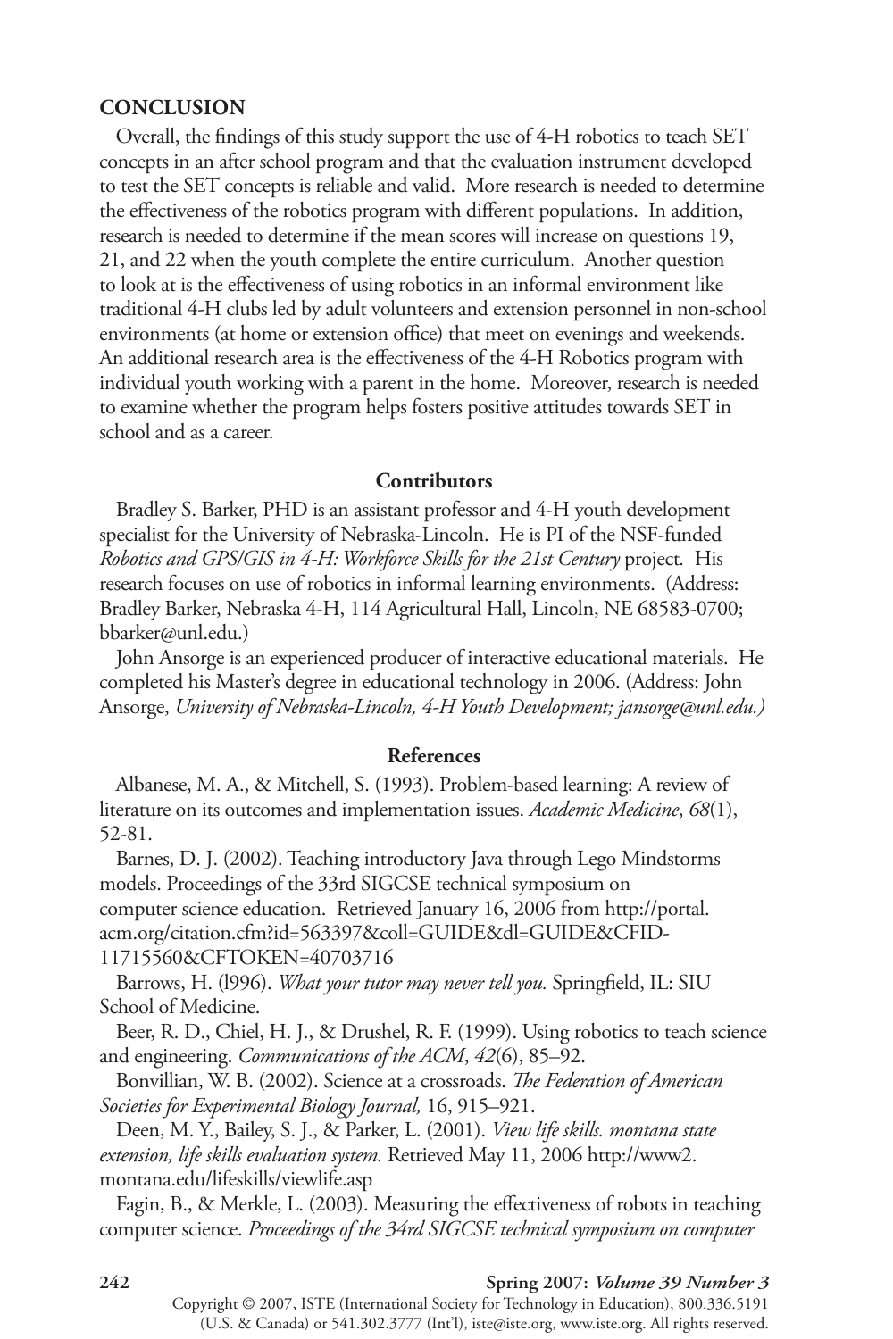## CONCLUSION

Overall, the findings of this study support the use of 4-H robotics to teach SET concepts in an after school program and that the evaluation instrument developed to test the SET concepts is reliable and valid. More research is needed to determine the effectiveness of the robotics program with different populations. In addition, research is needed to determine if the mean scores will increase on questions 19, 21, and 22 when the youth complete the entire curriculum. Another question to look at is the effectiveness of using robotics in an informal environment like traditional 4-H clubs led by adult volunteers and extension personnel in non-school environments (at home or extension office) that meet on evenings and weekends. An additional research area is the effectiveness of the 4-H Robotics program with individual youth working with a parent in the home. Moreover, research is needed to examine whether the program helps fosters positive attitudes towards SET in school and as a career.

### Contributors

Bradley S. Barker, PHD is an assistant professor and 4-H youth development specialist for the University of Nebraska-Lincoln. He is PI of the NSF-funded *Robotics and GPS/GIS in 4-H: Workforce Skills for the 21st Century* project. His research focuses on use of robotics in informal learning environments. (Address: Bradley Barker, Nebraska 4-H, 114 Agricultural Hall, Lincoln, NE 68583-0700; bbarker@unl.edu.)

John Ansorge is an experienced producer of interactive educational materials. He completed his Master's degree in educational technology in 2006. (Address: John Ansorge, *University of Nebraska-Lincoln, 4-H Youth Development; jansorge@unl.edu.)*

### References

Albanese, M. A., & Mitchell, S. (1993). Problem-based learning: A review of literature on its outcomes and implementation issues. *Academic Medicine*, *68*(1), 52-81.

Barnes, D. J. (2002). Teaching introductory Java through Lego Mindstorms models. Proceedings of the 33rd SIGCSE technical symposium on computer science education. Retrieved January 16, 2006 from http://portal.acm.org/citation.cfm?id=563397&coll=GUIDE&dl=GUIDE&CFID-11715560&CFTOKEN=40703716

Barrows, H. (l996). *What your tutor may never tell you.* Springfield, IL: SIU School of Medicine.

Beer, R. D., Chiel, H. J., & Drushel, R. F. (1999). Using robotics to teach science and engineering. *Communications of the ACM*, *42*(6), 85–92.

Bonvillian, W. B. (2002). Science at a crossroads. *The Federation of American Societies for Experimental Biology Journal,* 16, 915–921.

Deen, M. Y., Bailey, S. J., & Parker, L. (2001). *View life skills. montana state extension, life skills evaluation system.* Retrieved May 11, 2006 http://www2.montana.edu/lifeskills/viewlife.asp

Fagin, B., & Merkle, L. (2003). Measuring the effectiveness of robots in teaching computer science. *Proceedings of the 34rd SIGCSE technical symposium on computer*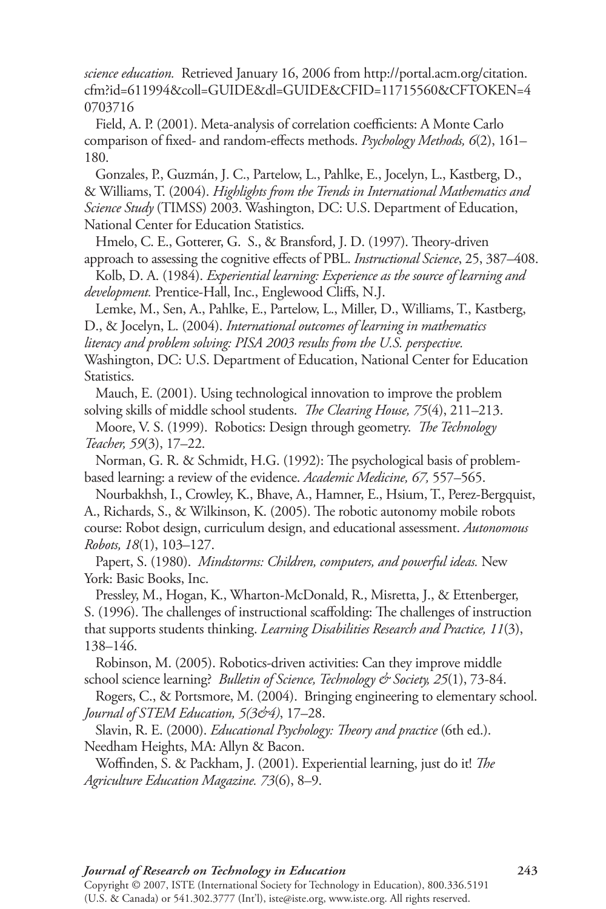*science education.* Retrieved January 16, 2006 from http://portal.acm.org/citation.cfm?id=611994&coll=GUIDE&dl=GUIDE&CFID=11715560&CFTOKEN=40703716

Field, A. P. (2001). Meta-analysis of correlation coefficients: A Monte Carlo comparison of fixed- and random-effects methods. *Psychology Methods, 6*(2), 161–180.

Gonzales, P., Guzmán, J. C., Partelow, L., Pahlke, E., Jocelyn, L., Kastberg, D., & Williams, T. (2004). *Highlights from the Trends in International Mathematics and Science Study* (TIMSS) 2003. Washington, DC: U.S. Department of Education, National Center for Education Statistics.

Hmelo, C. E., Gotterer, G. S., & Bransford, J. D. (1997). Theory-driven approach to assessing the cognitive effects of PBL. *Instructional Science*, 25, 387–408.

Kolb, D. A. (1984). *Experiential learning: Experience as the source of learning and development.* Prentice-Hall, Inc., Englewood Cliffs, N.J.

Lemke, M., Sen, A., Pahlke, E., Partelow, L., Miller, D., Williams, T., Kastberg, D., & Jocelyn, L. (2004). *International outcomes of learning in mathematics literacy and problem solving: PISA 2003 results from the U.S. perspective.* Washington, DC: U.S. Department of Education, National Center for Education Statistics.

Mauch, E. (2001). Using technological innovation to improve the problem solving skills of middle school students. *The Clearing House, 75*(4), 211–213.

Moore, V. S. (1999). Robotics: Design through geometry. *The Technology Teacher, 59*(3), 17–22.

Norman, G. R. & Schmidt, H.G. (1992): The psychological basis of problem-based learning: a review of the evidence. *Academic Medicine, 67,* 557–565.

Nourbakhsh, I., Crowley, K., Bhave, A., Hamner, E., Hsium, T., Perez-Bergquist, A., Richards, S., & Wilkinson, K. (2005). The robotic autonomy mobile robots course: Robot design, curriculum design, and educational assessment. *Autonomous Robots, 18*(1), 103–127.

Papert, S. (1980). *Mindstorms: Children, computers, and powerful ideas.* New York: Basic Books, Inc.

Pressley, M., Hogan, K., Wharton-McDonald, R., Misretta, J., & Ettenberger, S. (1996). The challenges of instructional scaffolding: The challenges of instruction that supports students thinking. *Learning Disabilities Research and Practice, 11*(3), 138–146.

Robinson, M. (2005). Robotics-driven activities: Can they improve middle school science learning? *Bulletin of Science, Technology & Society, 25*(1), 73-84.

Rogers, C., & Portsmore, M. (2004). Bringing engineering to elementary school. *Journal of STEM Education, 5(3&4)*, 17–28.

Slavin, R. E. (2000). *Educational Psychology: Theory and practice* (6th ed.). Needham Heights, MA: Allyn & Bacon.

Woffinden, S. & Packham, J. (2001). Experiential learning, just do it! *The Agriculture Education Magazine. 73*(6), 8–9.